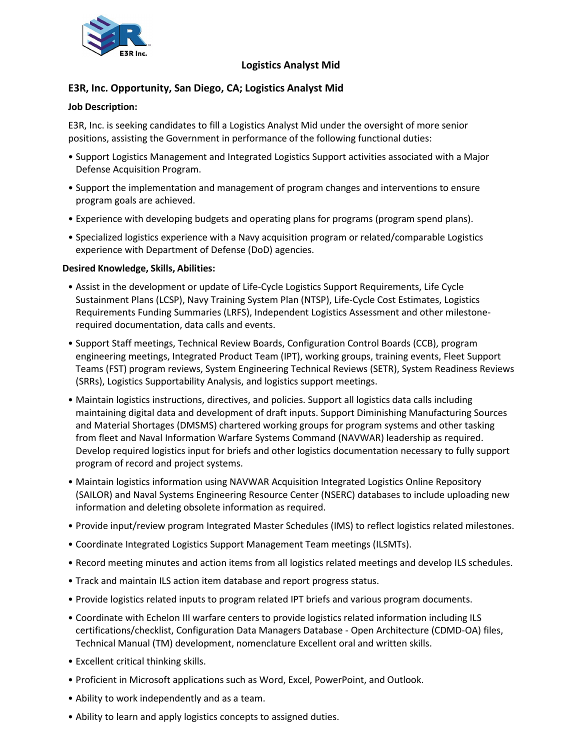# Logistics Analyst Mid

## E3R, Inc. Opportunity, San Diego, CA; Logistics Analyst Mid

**Job Description:**

E3R, Inc. is seeking candidates to fill a Logistics Analyst Mid under the oversight of more senior positions, assisting the Government in performance of the following functional duties:

- Support Logistics Management and Integrated Logistics Support activities associated with a Major Defense Acquisition Program.
- Support the implementation and management of program changes and interventions to ensure program goals are achieved.
- Experience with developing budgets and operating plans for programs (program spend plans).
- Specialized logistics experience with a Navy acquisition program or related/comparable Logistics experience with Department of Defense (DoD) agencies.

**Desired Knowledge, Skills, Abilities:**

- Assist in the development or update of Life-Cycle Logistics Support Requirements, Life Cycle Sustainment Plans (LCSP), Navy Training System Plan (NTSP), Life-Cycle Cost Estimates, Logistics Requirements Funding Summaries (LRFS), Independent Logistics Assessment and other milestone-required documentation, data calls and events.
- Support Staff meetings, Technical Review Boards, Configuration Control Boards (CCB), program engineering meetings, Integrated Product Team (IPT), working groups, training events, Fleet Support Teams (FST) program reviews, System Engineering Technical Reviews (SETR), System Readiness Reviews (SRRs), Logistics Supportability Analysis, and logistics support meetings.
- Maintain logistics instructions, directives, and policies. Support all logistics data calls including maintaining digital data and development of draft inputs. Support Diminishing Manufacturing Sources and Material Shortages (DMSMS) chartered working groups for program systems and other tasking from fleet and Naval Information Warfare Systems Command (NAVWAR) leadership as required. Develop required logistics input for briefs and other logistics documentation necessary to fully support program of record and project systems.
- Maintain logistics information using NAVWAR Acquisition Integrated Logistics Online Repository (SAILOR) and Naval Systems Engineering Resource Center (NSERC) databases to include uploading new information and deleting obsolete information as required.
- Provide input/review program Integrated Master Schedules (IMS) to reflect logistics related milestones.
- Coordinate Integrated Logistics Support Management Team meetings (ILSMTs).
- Record meeting minutes and action items from all logistics related meetings and develop ILS schedules.
- Track and maintain ILS action item database and report progress status.
- Provide logistics related inputs to program related IPT briefs and various program documents.
- Coordinate with Echelon III warfare centers to provide logistics related information including ILS certifications/checklist, Configuration Data Managers Database - Open Architecture (CDMD-OA) files, Technical Manual (TM) development, nomenclature Excellent oral and written skills.
- Excellent critical thinking skills.
- Proficient in Microsoft applications such as Word, Excel, PowerPoint, and Outlook.
- Ability to work independently and as a team.
- Ability to learn and apply logistics concepts to assigned duties.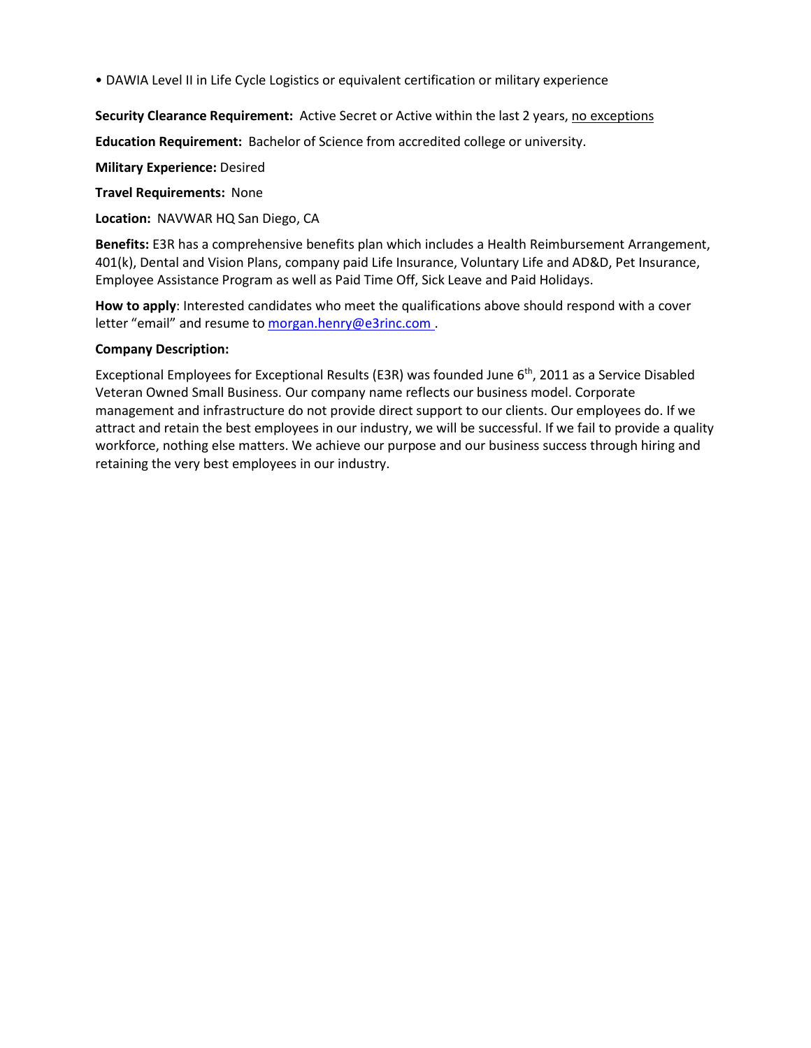- DAWIA Level II in Life Cycle Logistics or equivalent certification or military experience

**Security Clearance Requirement:** Active Secret or Active within the last 2 years, no exceptions

**Education Requirement:** Bachelor of Science from accredited college or university.

**Military Experience:** Desired

**Travel Requirements:** None

**Location:** NAVWAR HQ San Diego, CA

**Benefits:** E3R has a comprehensive benefits plan which includes a Health Reimbursement Arrangement, 401(k), Dental and Vision Plans, company paid Life Insurance, Voluntary Life and AD&D, Pet Insurance, Employee Assistance Program as well as Paid Time Off, Sick Leave and Paid Holidays.

**How to apply**: Interested candidates who meet the qualifications above should respond with a cover letter "email" and resume to morgan.henry@e3rinc.com .

**Company Description:**

Exceptional Employees for Exceptional Results (E3R) was founded June 6th, 2011 as a Service Disabled Veteran Owned Small Business. Our company name reflects our business model. Corporate management and infrastructure do not provide direct support to our clients. Our employees do. If we attract and retain the best employees in our industry, we will be successful. If we fail to provide a quality workforce, nothing else matters. We achieve our purpose and our business success through hiring and retaining the very best employees in our industry.